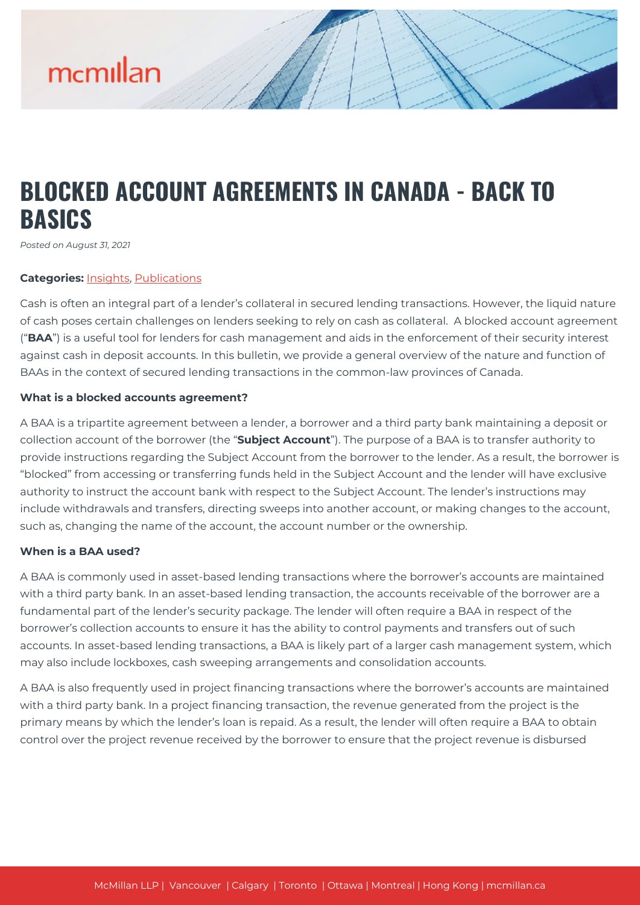# BLOCKED ACCOUNT AGREEMENTS IN CANADA - BACK TO BASICS

*Posted on August 31, 2021*

**Categories:** Insights, Publications

Cash is often an integral part of a lender's collateral in secured lending transactions. However, the liquid nature of cash poses certain challenges on lenders seeking to rely on cash as collateral. A blocked account agreement ("**BAA**") is a useful tool for lenders for cash management and aids in the enforcement of their security interest against cash in deposit accounts. In this bulletin, we provide a general overview of the nature and function of BAAs in the context of secured lending transactions in the common-law provinces of Canada.

**What is a blocked accounts agreement?**

A BAA is a tripartite agreement between a lender, a borrower and a third party bank maintaining a deposit or collection account of the borrower (the "**Subject Account**"). The purpose of a BAA is to transfer authority to provide instructions regarding the Subject Account from the borrower to the lender. As a result, the borrower is "blocked" from accessing or transferring funds held in the Subject Account and the lender will have exclusive authority to instruct the account bank with respect to the Subject Account. The lender's instructions may include withdrawals and transfers, directing sweeps into another account, or making changes to the account, such as, changing the name of the account, the account number or the ownership.

**When is a BAA used?**

A BAA is commonly used in asset-based lending transactions where the borrower's accounts are maintained with a third party bank. In an asset-based lending transaction, the accounts receivable of the borrower are a fundamental part of the lender's security package. The lender will often require a BAA in respect of the borrower's collection accounts to ensure it has the ability to control payments and transfers out of such accounts. In asset-based lending transactions, a BAA is likely part of a larger cash management system, which may also include lockboxes, cash sweeping arrangements and consolidation accounts.

A BAA is also frequently used in project financing transactions where the borrower's accounts are maintained with a third party bank. In a project financing transaction, the revenue generated from the project is the primary means by which the lender's loan is repaid. As a result, the lender will often require a BAA to obtain control over the project revenue received by the borrower to ensure that the project revenue is disbursed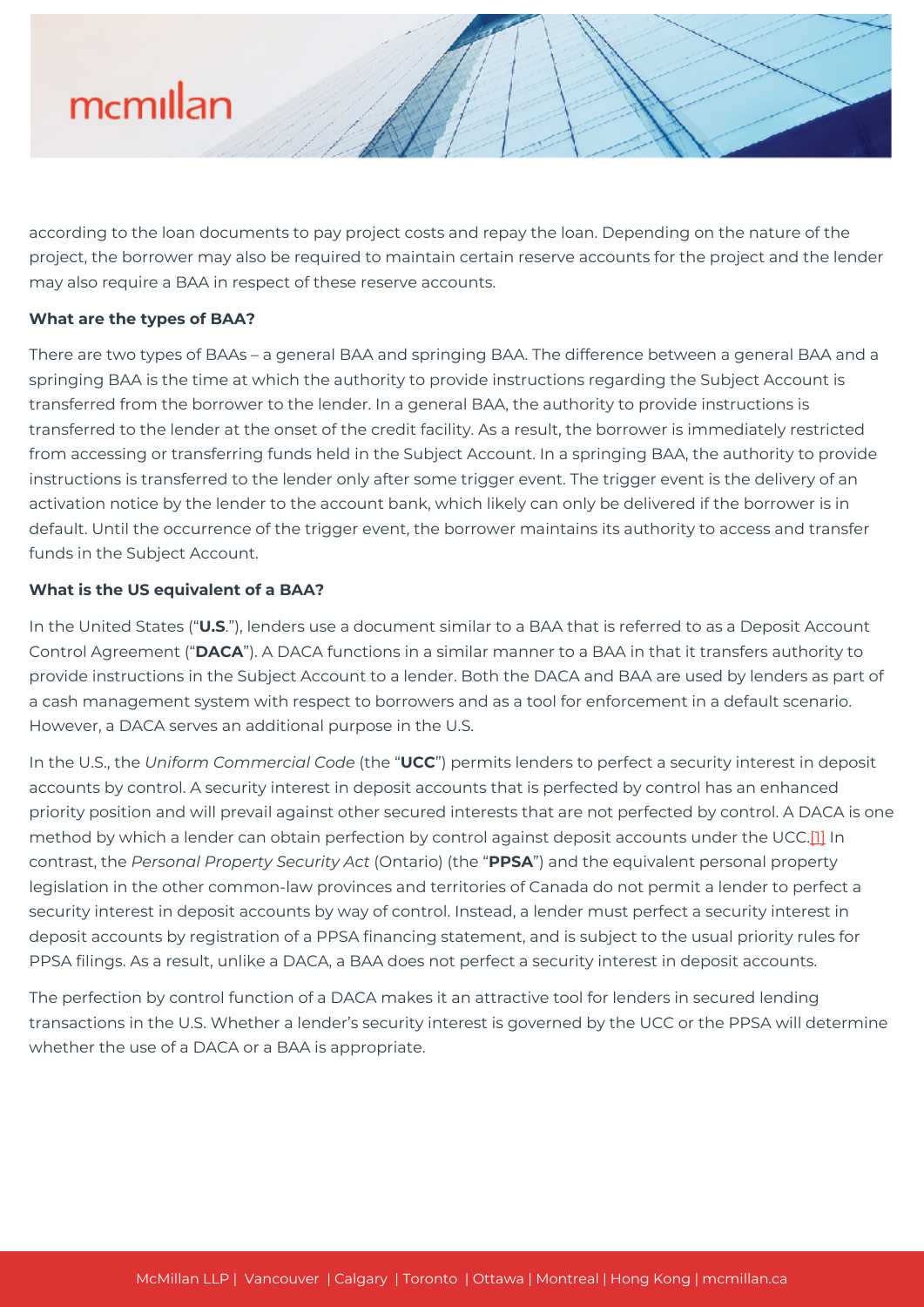according to the loan documents to pay project costs and repay the loan. Depending on the nature of the project, the borrower may also be required to maintain certain reserve accounts for the project and the lender may also require a BAA in respect of these reserve accounts.

**What are the types of BAA?**

There are two types of BAAs – a general BAA and springing BAA. The difference between a general BAA and a springing BAA is the time at which the authority to provide instructions regarding the Subject Account is transferred from the borrower to the lender. In a general BAA, the authority to provide instructions is transferred to the lender at the onset of the credit facility. As a result, the borrower is immediately restricted from accessing or transferring funds held in the Subject Account. In a springing BAA, the authority to provide instructions is transferred to the lender only after some trigger event. The trigger event is the delivery of an activation notice by the lender to the account bank, which likely can only be delivered if the borrower is in default. Until the occurrence of the trigger event, the borrower maintains its authority to access and transfer funds in the Subject Account.

**What is the US equivalent of a BAA?**

In the United States ("**U.S**."), lenders use a document similar to a BAA that is referred to as a Deposit Account Control Agreement ("**DACA**"). A DACA functions in a similar manner to a BAA in that it transfers authority to provide instructions in the Subject Account to a lender. Both the DACA and BAA are used by lenders as part of a cash management system with respect to borrowers and as a tool for enforcement in a default scenario. However, a DACA serves an additional purpose in the U.S.

In the U.S., the *Uniform Commercial Code* (the "**UCC**") permits lenders to perfect a security interest in deposit accounts by control. A security interest in deposit accounts that is perfected by control has an enhanced priority position and will prevail against other secured interests that are not perfected by control. A DACA is one method by which a lender can obtain perfection by control against deposit accounts under the UCC.[1] In contrast, the *Personal Property Security Act* (Ontario) (the "**PPSA**") and the equivalent personal property legislation in the other common-law provinces and territories of Canada do not permit a lender to perfect a security interest in deposit accounts by way of control. Instead, a lender must perfect a security interest in deposit accounts by registration of a PPSA financing statement, and is subject to the usual priority rules for PPSA filings. As a result, unlike a DACA, a BAA does not perfect a security interest in deposit accounts.

The perfection by control function of a DACA makes it an attractive tool for lenders in secured lending transactions in the U.S. Whether a lender's security interest is governed by the UCC or the PPSA will determine whether the use of a DACA or a BAA is appropriate.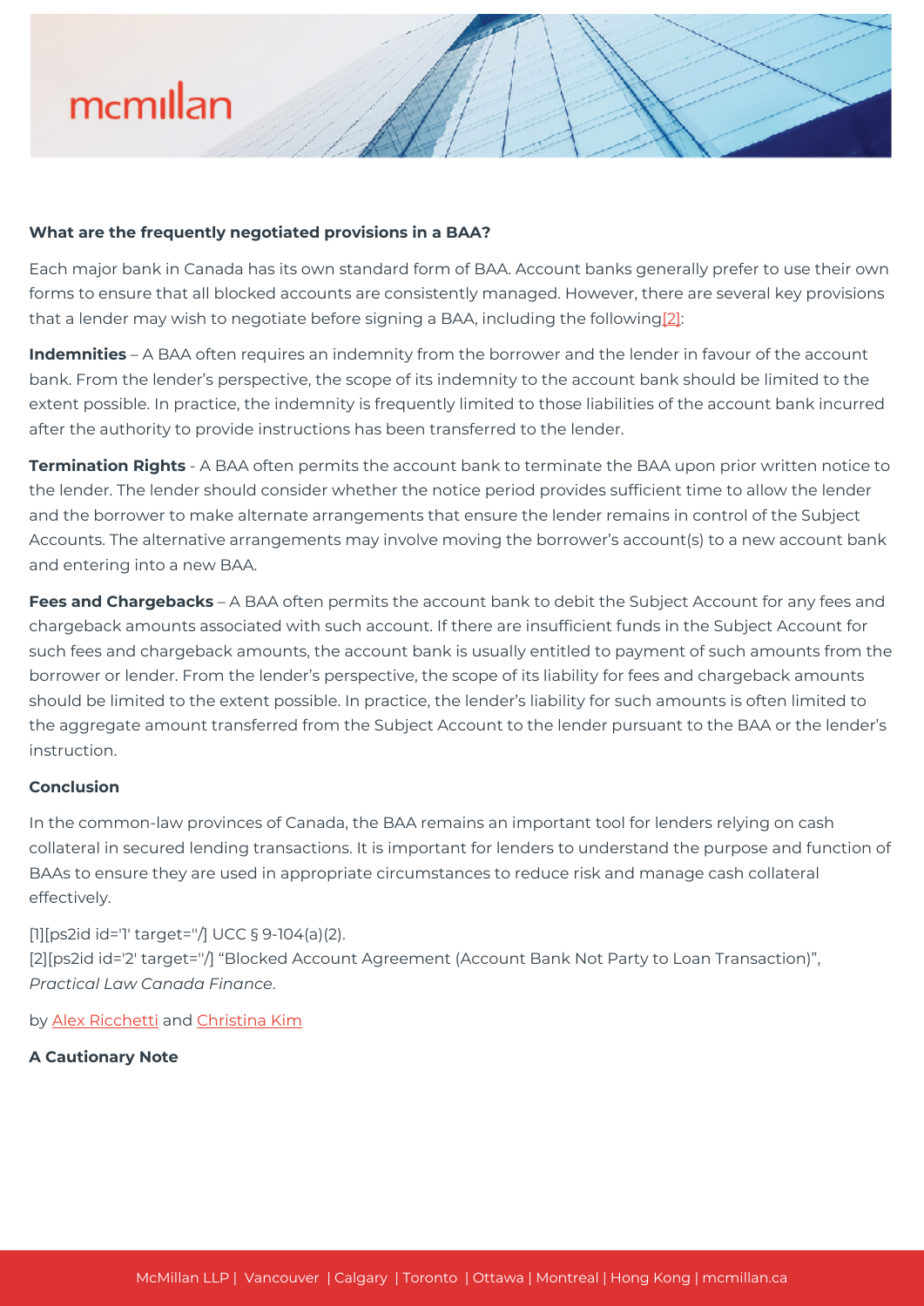**What are the frequently negotiated provisions in a BAA?**

Each major bank in Canada has its own standard form of BAA. Account banks generally prefer to use their own forms to ensure that all blocked accounts are consistently managed. However, there are several key provisions that a lender may wish to negotiate before signing a BAA, including the following[2]:

**Indemnities** – A BAA often requires an indemnity from the borrower and the lender in favour of the account bank. From the lender's perspective, the scope of its indemnity to the account bank should be limited to the extent possible. In practice, the indemnity is frequently limited to those liabilities of the account bank incurred after the authority to provide instructions has been transferred to the lender.

**Termination Rights** - A BAA often permits the account bank to terminate the BAA upon prior written notice to the lender. The lender should consider whether the notice period provides sufficient time to allow the lender and the borrower to make alternate arrangements that ensure the lender remains in control of the Subject Accounts. The alternative arrangements may involve moving the borrower's account(s) to a new account bank and entering into a new BAA.

**Fees and Chargebacks** – A BAA often permits the account bank to debit the Subject Account for any fees and chargeback amounts associated with such account. If there are insufficient funds in the Subject Account for such fees and chargeback amounts, the account bank is usually entitled to payment of such amounts from the borrower or lender. From the lender's perspective, the scope of its liability for fees and chargeback amounts should be limited to the extent possible. In practice, the lender's liability for such amounts is often limited to the aggregate amount transferred from the Subject Account to the lender pursuant to the BAA or the lender's instruction.

**Conclusion**

In the common-law provinces of Canada, the BAA remains an important tool for lenders relying on cash collateral in secured lending transactions. It is important for lenders to understand the purpose and function of BAAs to ensure they are used in appropriate circumstances to reduce risk and manage cash collateral effectively.

[1][ps2id id='1' target=''/] UCC § 9-104(a)(2).
[2][ps2id id='2' target=''/] "Blocked Account Agreement (Account Bank Not Party to Loan Transaction)", *Practical Law Canada Finance*.

by Alex Ricchetti and Christina Kim

**A Cautionary Note**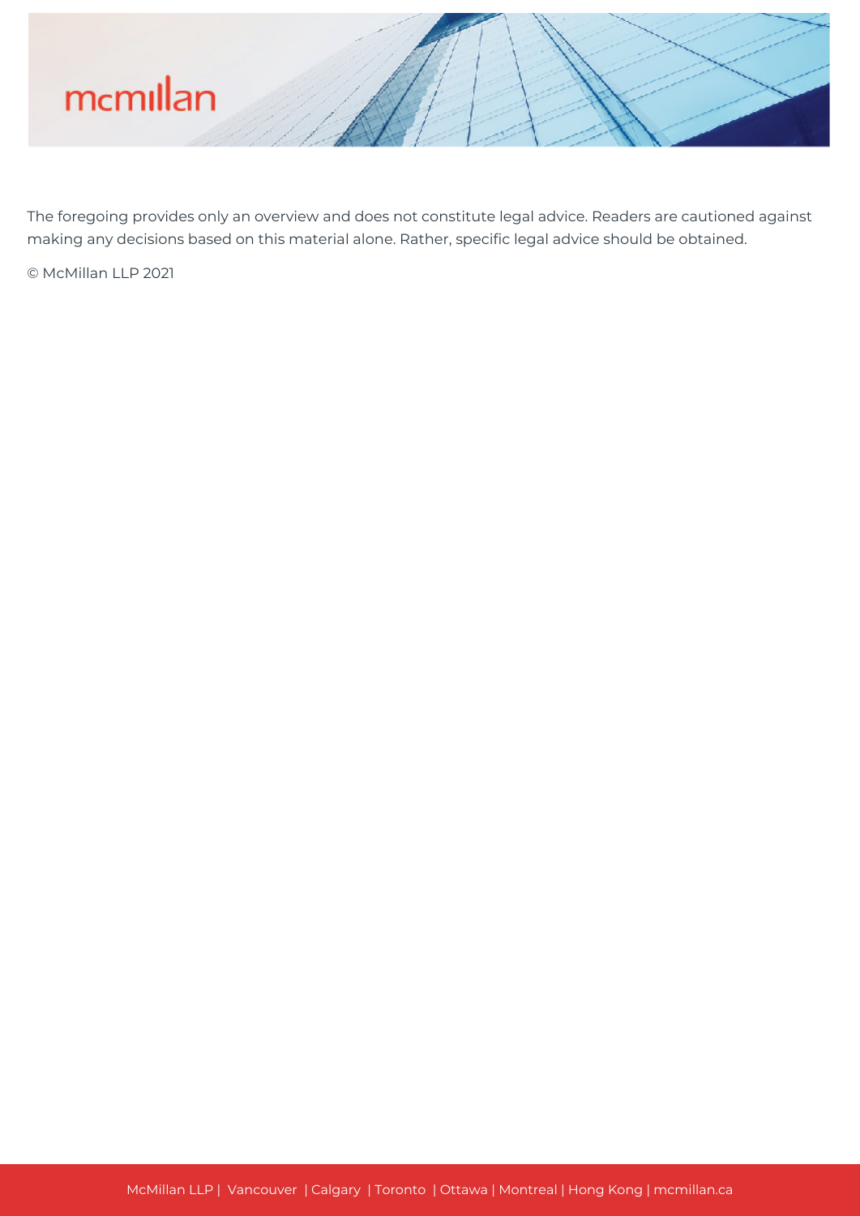The foregoing provides only an overview and does not constitute legal advice. Readers are cautioned against making any decisions based on this material alone. Rather, specific legal advice should be obtained.

© McMillan LLP 2021